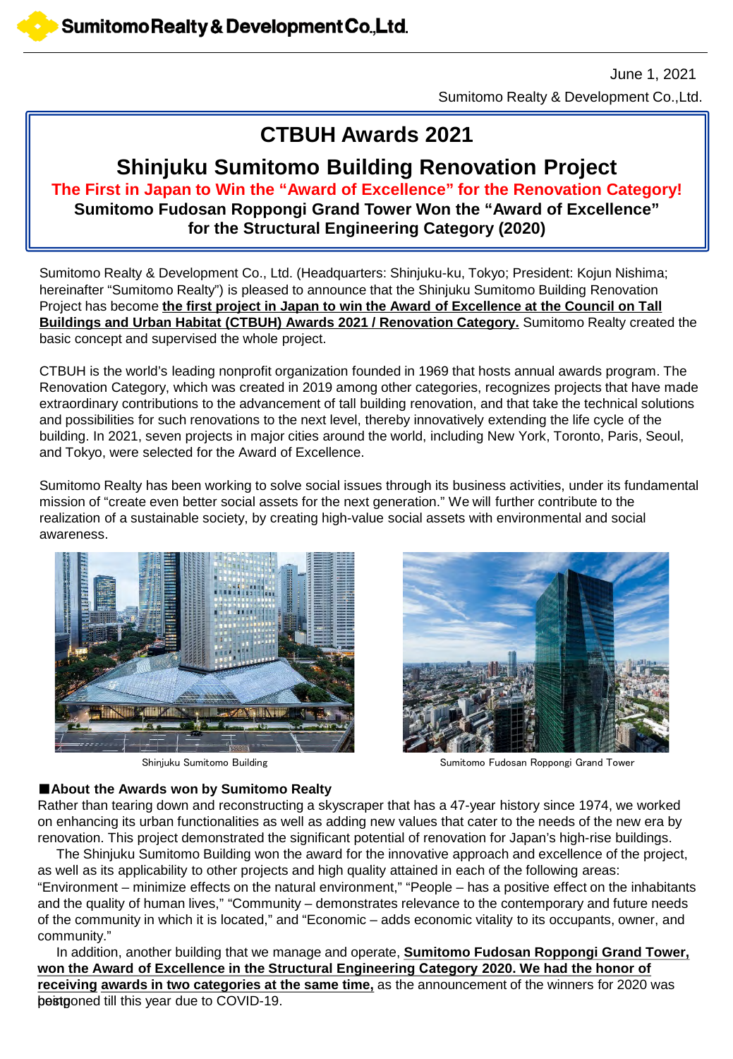June 1, 2021

Sumitomo Realty & Development Co.,Ltd.

# CTBUH Awards 2021

## Shinjuku Sumitomo Building Renovation Project

**The First in Japan to Win the "Award of Excellence" for the Renovation Category!**

**Sumitomo Fudosan Roppongi Grand Tower Won the "Award of Excellence" for the Structural Engineering Category (2020)**

Sumitomo Realty & Development Co., Ltd. (Headquarters: Shinjuku-ku, Tokyo; President: Kojun Nishima; hereinafter "Sumitomo Realty") is pleased to announce that the Shinjuku Sumitomo Building Renovation Project has become **the first project in Japan to win the Award of Excellence at the Council on Tall Buildings and Urban Habitat (CTBUH) Awards 2021 / Renovation Category.** Sumitomo Realty created the basic concept and supervised the whole project.

CTBUH is the world's leading nonprofit organization founded in 1969 that hosts annual awards program. The Renovation Category, which was created in 2019 among other categories, recognizes projects that have made extraordinary contributions to the advancement of tall building renovation, and that take the technical solutions and possibilities for such renovations to the next level, thereby innovatively extending the life cycle of the building. In 2021, seven projects in major cities around the world, including New York, Toronto, Paris, Seoul, and Tokyo, were selected for the Award of Excellence.

Sumitomo Realty has been working to solve social issues through its business activities, under its fundamental mission of "create even better social assets for the next generation." We will further contribute to the realization of a sustainable society, by creating high-value social assets with environmental and social awareness.

Shinjuku Sumitomo Building

Sumitomo Fudosan Roppongi Grand Tower

### ■About the Awards won by Sumitomo Realty

Rather than tearing down and reconstructing a skyscraper that has a 47-year history since 1974, we worked on enhancing its urban functionalities as well as adding new values that cater to the needs of the new era by renovation. This project demonstrated the significant potential of renovation for Japan's high-rise buildings.

The Shinjuku Sumitomo Building won the award for the innovative approach and excellence of the project, as well as its applicability to other projects and high quality attained in each of the following areas: "Environment – minimize effects on the natural environment," "People – has a positive effect on the inhabitants and the quality of human lives," "Community – demonstrates relevance to the contemporary and future needs of the community in which it is located," and "Economic – adds economic vitality to its occupants, owner, and community."

In addition, another building that we manage and operate, **Sumitomo Fudosan Roppongi Grand Tower, won the Award of Excellence in the Structural Engineering Category 2020. We had the honor of receiving awards in two categories at the same time,** as the announcement of the winners for 2020 was postponed till this year due to COVID-19.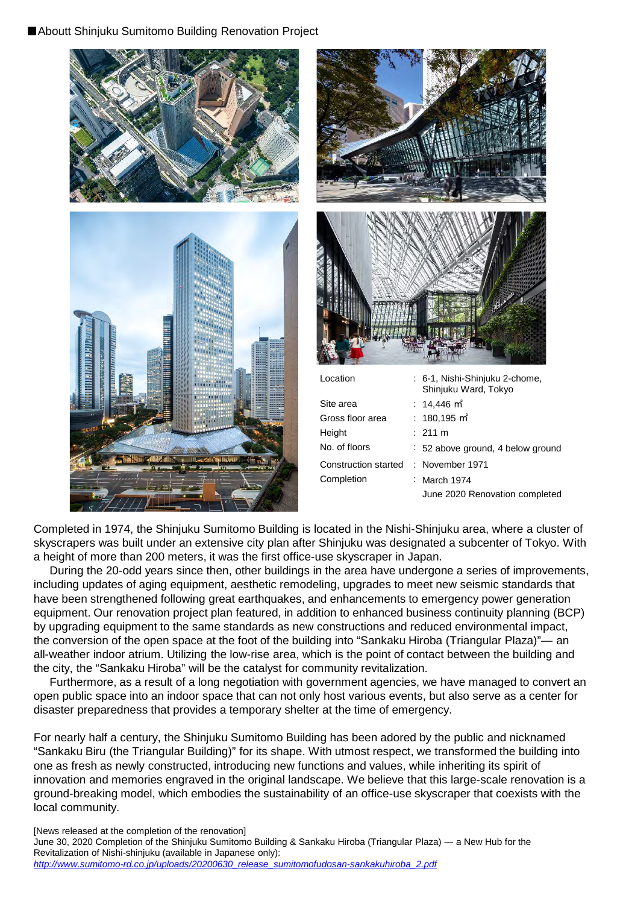■Aboutt Shinjuku Sumitomo Building Renovation Project

| | |
|---|---|
| Location | : 6-1, Nishi-Shinjuku 2-chome, Shinjuku Ward, Tokyo |
| Site area | : 14,446 ㎡ |
| Gross floor area | : 180,195 ㎡ |
| Height | : 211 m |
| No. of floors | : 52 above ground, 4 below ground |
| Construction started | : November 1971 |
| Completion | : March 1974<br>June 2020 Renovation completed |

Completed in 1974, the Shinjuku Sumitomo Building is located in the Nishi-Shinjuku area, where a cluster of skyscrapers was built under an extensive city plan after Shinjuku was designated a subcenter of Tokyo. With a height of more than 200 meters, it was the first office-use skyscraper in Japan.

During the 20-odd years since then, other buildings in the area have undergone a series of improvements, including updates of aging equipment, aesthetic remodeling, upgrades to meet new seismic standards that have been strengthened following great earthquakes, and enhancements to emergency power generation equipment. Our renovation project plan featured, in addition to enhanced business continuity planning (BCP) by upgrading equipment to the same standards as new constructions and reduced environmental impact, the conversion of the open space at the foot of the building into "Sankaku Hiroba (Triangular Plaza)"— an all-weather indoor atrium. Utilizing the low-rise area, which is the point of contact between the building and the city, the "Sankaku Hiroba" will be the catalyst for community revitalization.

Furthermore, as a result of a long negotiation with government agencies, we have managed to convert an open public space into an indoor space that can not only host various events, but also serve as a center for disaster preparedness that provides a temporary shelter at the time of emergency.

For nearly half a century, the Shinjuku Sumitomo Building has been adored by the public and nicknamed "Sankaku Biru (the Triangular Building)" for its shape. With utmost respect, we transformed the building into one as fresh as newly constructed, introducing new functions and values, while inheriting its spirit of innovation and memories engraved in the original landscape. We believe that this large-scale renovation is a ground-breaking model, which embodies the sustainability of an office-use skyscraper that coexists with the local community.

[News released at the completion of the renovation]
June 30, 2020 Completion of the Shinjuku Sumitomo Building & Sankaku Hiroba (Triangular Plaza) — a New Hub for the Revitalization of Nishi-shinjuku (available in Japanese only):
*http://www.sumitomo-rd.co.jp/uploads/20200630_release_sumitomofudosan-sankakuhiroba_2.pdf*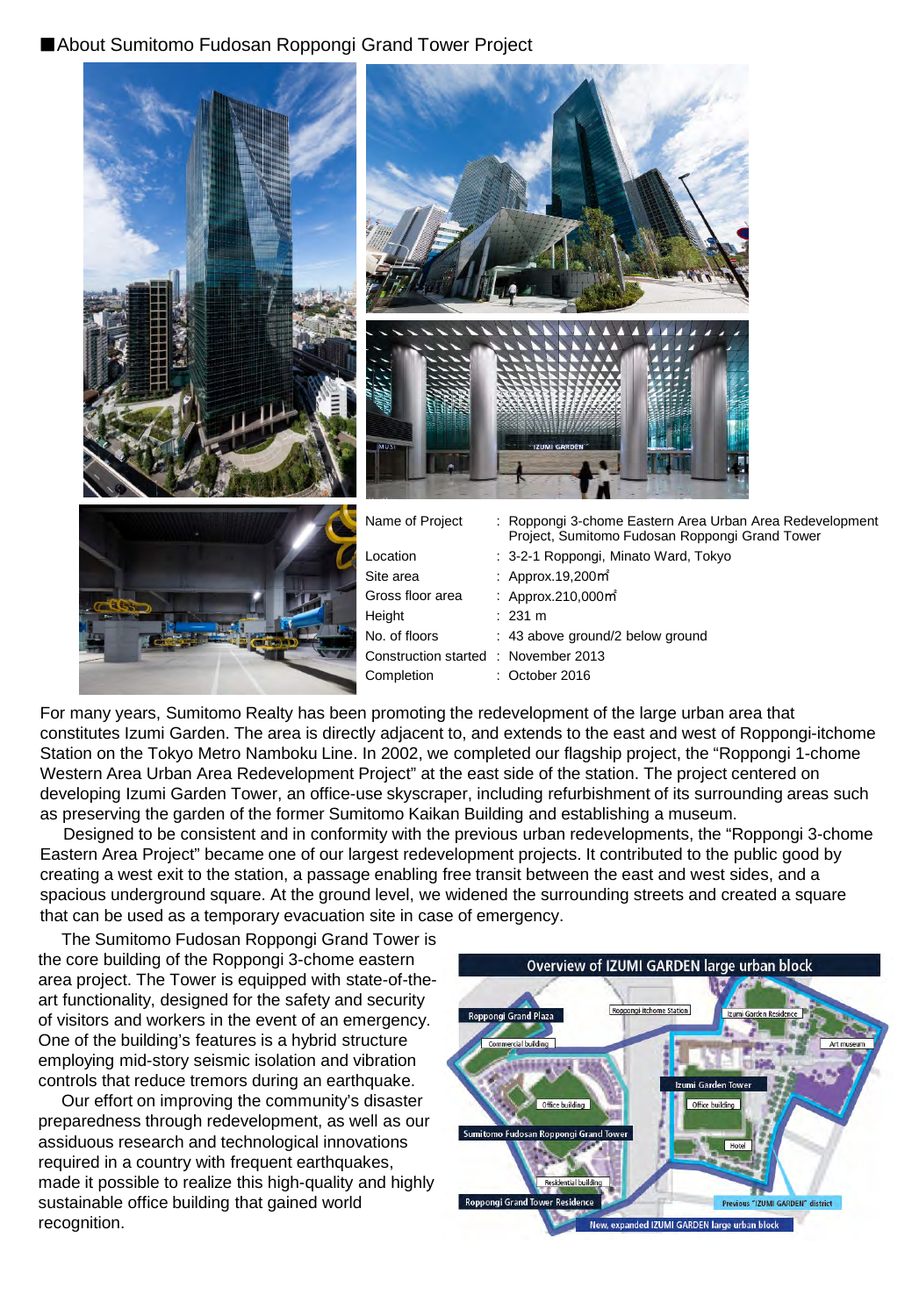## ■About Sumitomo Fudosan Roppongi Grand Tower Project

| | |
|---|---|
| Name of Project | : Roppongi 3-chome Eastern Area Urban Area Redevelopment Project, Sumitomo Fudosan Roppongi Grand Tower |
| Location | : 3-2-1 Roppongi, Minato Ward, Tokyo |
| Site area | : Approx.19,200㎡ |
| Gross floor area | : Approx.210,000㎡ |
| Height | : 231 m |
| No. of floors | : 43 above ground/2 below ground |
| Construction started | : November 2013 |
| Completion | : October 2016 |

For many years, Sumitomo Realty has been promoting the redevelopment of the large urban area that constitutes Izumi Garden. The area is directly adjacent to, and extends to the east and west of Roppongi-itchome Station on the Tokyo Metro Namboku Line. In 2002, we completed our flagship project, the "Roppongi 1-chome Western Area Urban Area Redevelopment Project" at the east side of the station. The project centered on developing Izumi Garden Tower, an office-use skyscraper, including refurbishment of its surrounding areas such as preserving the garden of the former Sumitomo Kaikan Building and establishing a museum.

Designed to be consistent and in conformity with the previous urban redevelopments, the "Roppongi 3-chome Eastern Area Project" became one of our largest redevelopment projects. It contributed to the public good by creating a west exit to the station, a passage enabling free transit between the east and west sides, and a spacious underground square. At the ground level, we widened the surrounding streets and created a square that can be used as a temporary evacuation site in case of emergency.

The Sumitomo Fudosan Roppongi Grand Tower is the core building of the Roppongi 3-chome eastern area project. The Tower is equipped with state-of-the-art functionality, designed for the safety and security of visitors and workers in the event of an emergency. One of the building's features is a hybrid structure employing mid-story seismic isolation and vibration controls that reduce tremors during an earthquake.

Our effort on improving the community's disaster preparedness through redevelopment, as well as our assiduous research and technological innovations required in a country with frequent earthquakes, made it possible to realize this high-quality and highly sustainable office building that gained world recognition.

**Overview of IZUMI GARDEN large urban block**

Roppongi Grand Plaza · Commercial building · Roppongi-itchome Station · Izumi Garden Residence · Art museum · Izumi Garden Tower · Office building · Office building · Sumitomo Fudosan Roppongi Grand Tower · Hotel · Residential building · Roppongi Grand Tower Residence · Previous "IZUMI GARDEN" district · New, expanded IZUMI GARDEN large urban block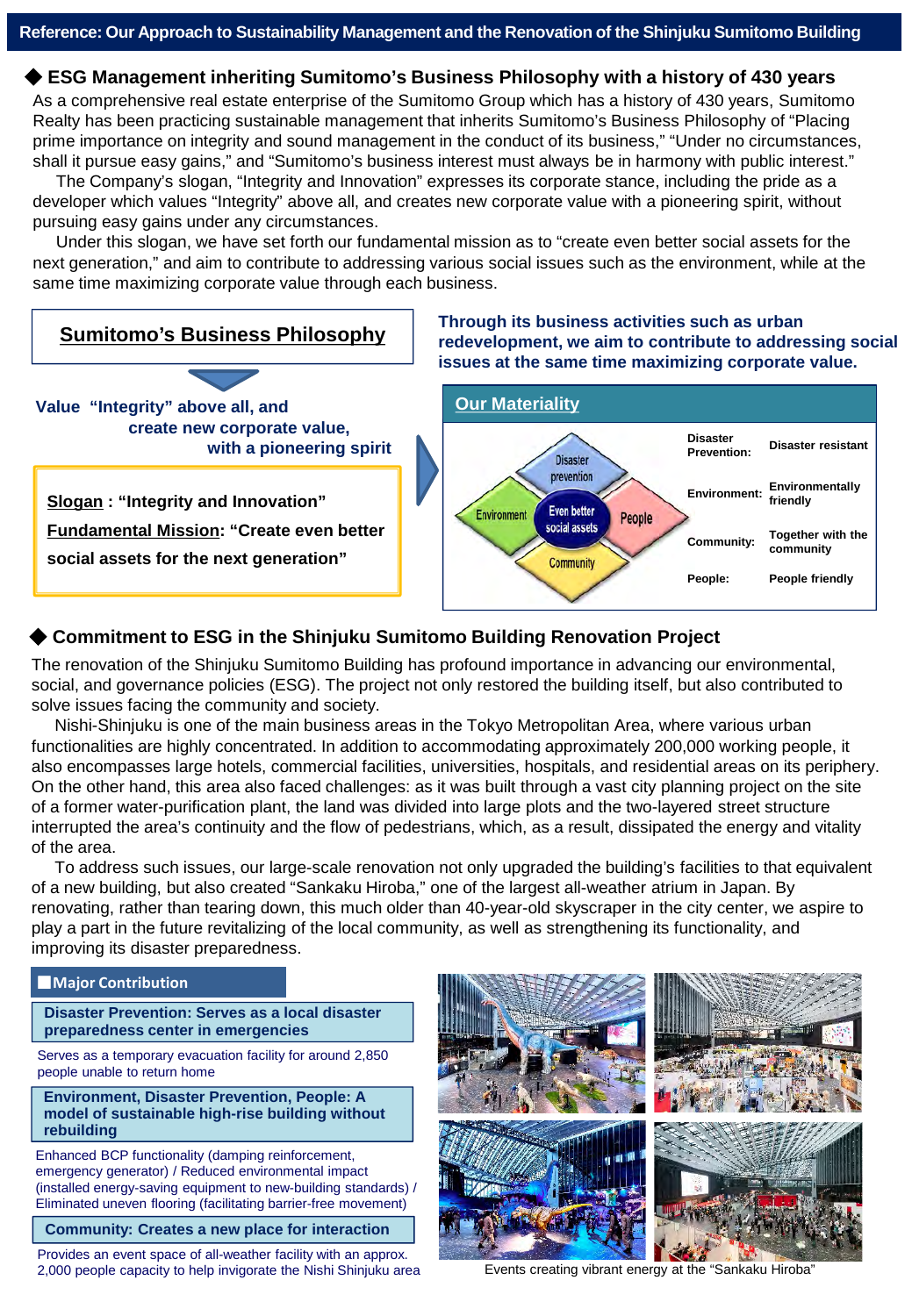## Reference: Our Approach to Sustainability Management and the Renovation of the Shinjuku Sumitomo Building

### ◆ ESG Management inheriting Sumitomo's Business Philosophy with a history of 430 years

As a comprehensive real estate enterprise of the Sumitomo Group which has a history of 430 years, Sumitomo Realty has been practicing sustainable management that inherits Sumitomo's Business Philosophy of "Placing prime importance on integrity and sound management in the conduct of its business," "Under no circumstances, shall it pursue easy gains," and "Sumitomo's business interest must always be in harmony with public interest."

The Company's slogan, "Integrity and Innovation" expresses its corporate stance, including the pride as a developer which values "Integrity" above all, and creates new corporate value with a pioneering spirit, without pursuing easy gains under any circumstances.

Under this slogan, we have set forth our fundamental mission as to "create even better social assets for the next generation," and aim to contribute to addressing various social issues such as the environment, while at the same time maximizing corporate value through each business.

**Sumitomo's Business Philosophy**

**Value "Integrity" above all, and create new corporate value, with a pioneering spirit**

**Slogan: "Integrity and Innovation"**

**Fundamental Mission: "Create even better social assets for the next generation"**

**Through its business activities such as urban redevelopment, we aim to contribute to addressing social issues at the same time maximizing corporate value.**

**Our Materiality**

Even better social assets: Disaster prevention / Environment / People / Community

| | |
|---|---|
| Disaster Prevention: | Disaster resistant |
| Environment: | Environmentally friendly |
| Community: | Together with the community |
| People: | People friendly |

### ◆ Commitment to ESG in the Shinjuku Sumitomo Building Renovation Project

The renovation of the Shinjuku Sumitomo Building has profound importance in advancing our environmental, social, and governance policies (ESG). The project not only restored the building itself, but also contributed to solve issues facing the community and society.

Nishi-Shinjuku is one of the main business areas in the Tokyo Metropolitan Area, where various urban functionalities are highly concentrated. In addition to accommodating approximately 200,000 working people, it also encompasses large hotels, commercial facilities, universities, hospitals, and residential areas on its periphery. On the other hand, this area also faced challenges: as it was built through a vast city planning project on the site of a former water-purification plant, the land was divided into large plots and the two-layered street structure interrupted the area's continuity and the flow of pedestrians, which, as a result, dissipated the energy and vitality of the area.

To address such issues, our large-scale renovation not only upgraded the building's facilities to that equivalent of a new building, but also created "Sankaku Hiroba," one of the largest all-weather atrium in Japan. By renovating, rather than tearing down, this much older than 40-year-old skyscraper in the city center, we aspire to play a part in the future revitalizing of the local community, as well as strengthening its functionality, and improving its disaster preparedness.

**■Major Contribution**

**Disaster Prevention: Serves as a local disaster preparedness center in emergencies**

Serves as a temporary evacuation facility for around 2,850 people unable to return home

**Environment, Disaster Prevention, People: A model of sustainable high-rise building without rebuilding**

Enhanced BCP functionality (damping reinforcement, emergency generator) / Reduced environmental impact (installed energy-saving equipment to new-building standards) / Eliminated uneven flooring (facilitating barrier-free movement)

**Community: Creates a new place for interaction**

Provides an event space of all-weather facility with an approx. 2,000 people capacity to help invigorate the Nishi Shinjuku area

Events creating vibrant energy at the "Sankaku Hiroba"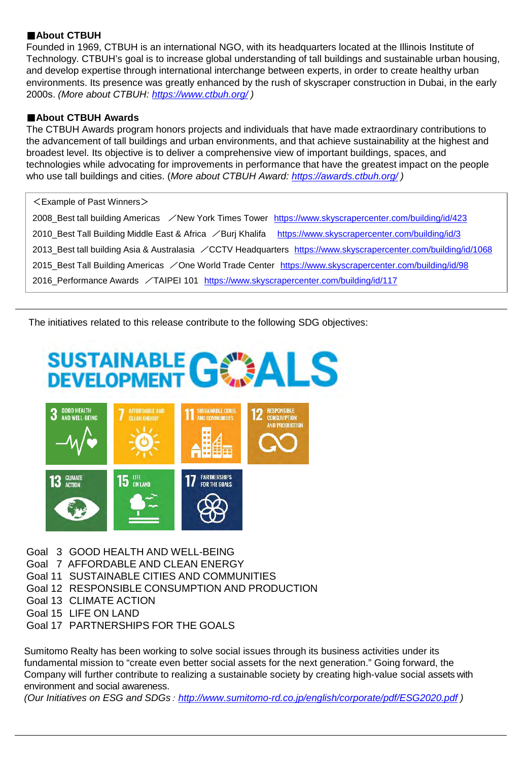### ■About CTBUH

Founded in 1969, CTBUH is an international NGO, with its headquarters located at the Illinois Institute of Technology. CTBUH's goal is to increase global understanding of tall buildings and sustainable urban housing, and develop expertise through international interchange between experts, in order to create healthy urban environments. Its presence was greatly enhanced by the rush of skyscraper construction in Dubai, in the early 2000s. *(More about CTBUH: https://www.ctbuh.org/ )*

### ■About CTBUH Awards

The CTBUH Awards program honors projects and individuals that have made extraordinary contributions to the advancement of tall buildings and urban environments, and that achieve sustainability at the highest and broadest level. Its objective is to deliver a comprehensive view of important buildings, spaces, and technologies while advocating for improvements in performance that have the greatest impact on the people who use tall buildings and cities. (*More about CTBUH Award: https://awards.ctbuh.org/ )*

＜Example of Past Winners＞

2008_Best tall building Americas ／New York Times Tower https://www.skyscrapercenter.com/building/id/423

2010_Best Tall Building Middle East & Africa ／Burj Khalifa https://www.skyscrapercenter.com/building/id/3

2013_Best tall building Asia & Australasia ／CCTV Headquarters https://www.skyscrapercenter.com/building/id/1068

2015_Best Tall Building Americas ／One World Trade Center https://www.skyscrapercenter.com/building/id/98

2016_Performance Awards ／TAIPEI 101 https://www.skyscrapercenter.com/building/id/117

---

The initiatives related to this release contribute to the following SDG objectives:

Goal 3 GOOD HEALTH AND WELL-BEING
Goal 7 AFFORDABLE AND CLEAN ENERGY
Goal 11 SUSTAINABLE CITIES AND COMMUNITIES
Goal 12 RESPONSIBLE CONSUMPTION AND PRODUCTION
Goal 13 CLIMATE ACTION
Goal 15 LIFE ON LAND
Goal 17 PARTNERSHIPS FOR THE GOALS

Sumitomo Realty has been working to solve social issues through its business activities under its fundamental mission to "create even better social assets for the next generation." Going forward, the Company will further contribute to realizing a sustainable society by creating high-value social assets with environment and social awareness.
*(Our Initiatives on ESG and SDGs : http://www.sumitomo-rd.co.jp/english/corporate/pdf/ESG2020.pdf )*